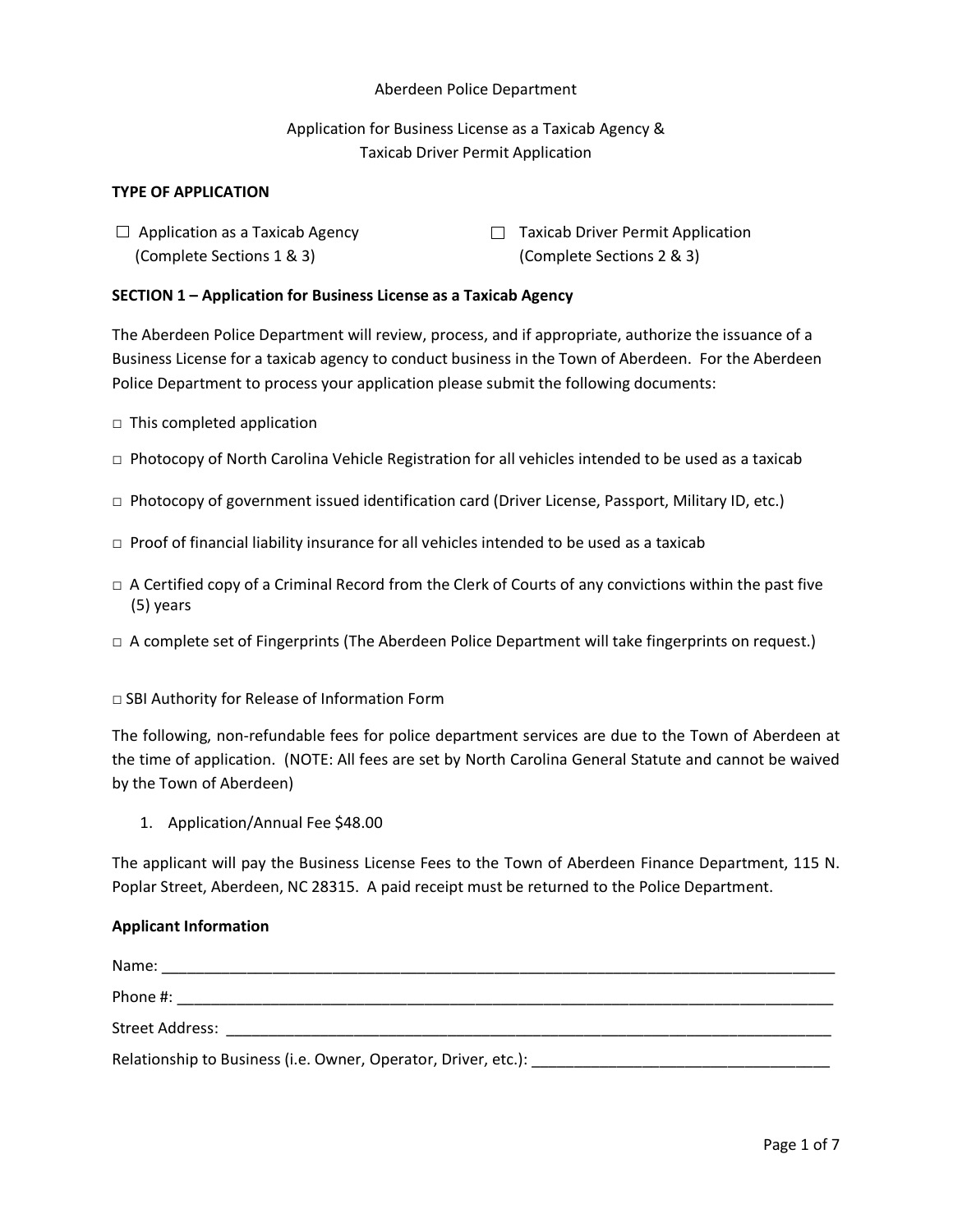Aberdeen Police Department

Application for Business License as a Taxicab Agency &
Taxicab Driver Permit Application

**TYPE OF APPLICATION**

☐ Application as a Taxicab Agency (Complete Sections 1 & 3)

☐ Taxicab Driver Permit Application (Complete Sections 2 & 3)

**SECTION 1 – Application for Business License as a Taxicab Agency**

The Aberdeen Police Department will review, process, and if appropriate, authorize the issuance of a Business License for a taxicab agency to conduct business in the Town of Aberdeen. For the Aberdeen Police Department to process your application please submit the following documents:

□ This completed application

□ Photocopy of North Carolina Vehicle Registration for all vehicles intended to be used as a taxicab

□ Photocopy of government issued identification card (Driver License, Passport, Military ID, etc.)

□ Proof of financial liability insurance for all vehicles intended to be used as a taxicab

□ A Certified copy of a Criminal Record from the Clerk of Courts of any convictions within the past five (5) years

□ A complete set of Fingerprints (The Aberdeen Police Department will take fingerprints on request.)

□ SBI Authority for Release of Information Form

The following, non-refundable fees for police department services are due to the Town of Aberdeen at the time of application. (NOTE: All fees are set by North Carolina General Statute and cannot be waived by the Town of Aberdeen)

1. Application/Annual Fee $48.00

The applicant will pay the Business License Fees to the Town of Aberdeen Finance Department, 115 N. Poplar Street, Aberdeen, NC 28315. A paid receipt must be returned to the Police Department.

**Applicant Information**

Name: ______________________________________________________________________

Phone #: ____________________________________________________________________

Street Address: ______________________________________________________________

Relationship to Business (i.e. Owner, Operator, Driver, etc.): ______________________________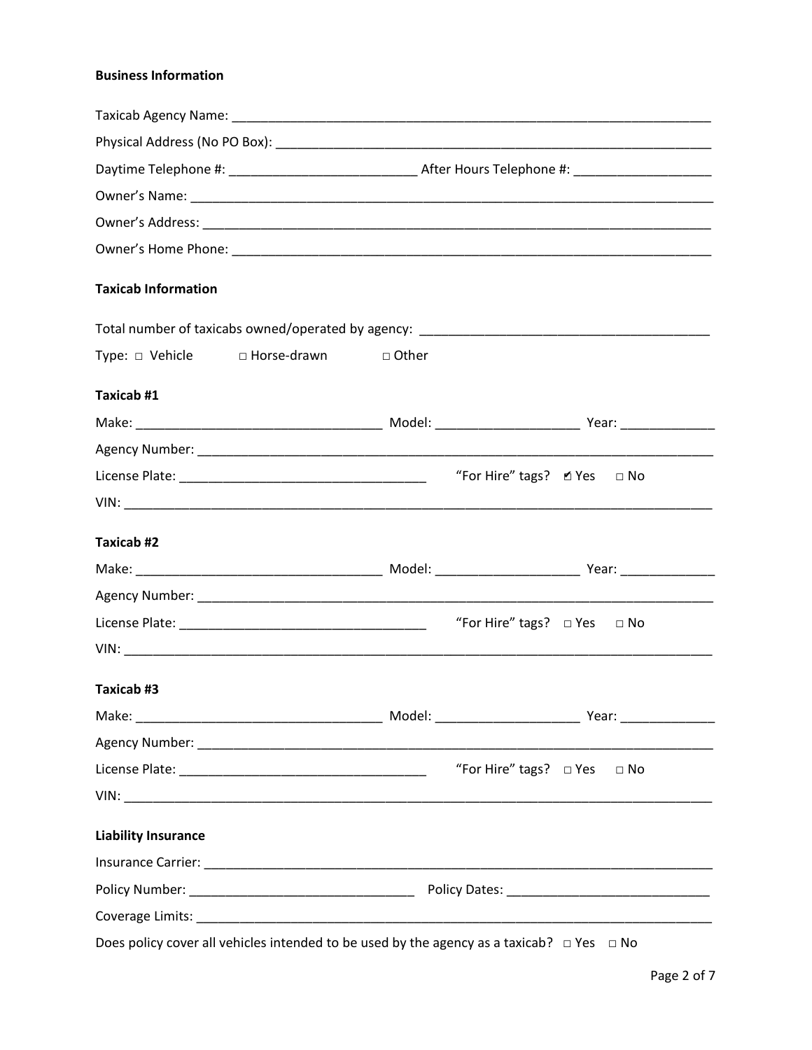**Business Information**

Taxicab Agency Name: ___________________________________________________________________

Physical Address (No PO Box): ____________________________________________________________

Daytime Telephone #: __________________________ After Hours Telephone #: ___________________

Owner's Name: _______________________________________________________________________

Owner's Address: _____________________________________________________________________

Owner's Home Phone: __________________________________________________________________

**Taxicab Information**

Total number of taxicabs owned/operated by agency: _______________________________________

Type: □ Vehicle □ Horse-drawn □ Other

**Taxicab #1**

Make: __________________________________ Model: ___________________ Year: _____________

Agency Number: _______________________________________________________________________

License Plate: _________________________________ "For Hire" tags? ☑ Yes □ No

VIN: _______________________________________________________________________________

**Taxicab #2**

Make: __________________________________ Model: ___________________ Year: _____________

Agency Number: _______________________________________________________________________

License Plate: _________________________________ "For Hire" tags? □ Yes □ No

VIN: _______________________________________________________________________________

**Taxicab #3**

Make: __________________________________ Model: ___________________ Year: _____________

Agency Number: _______________________________________________________________________

License Plate: _________________________________ "For Hire" tags? □ Yes □ No

VIN: _______________________________________________________________________________

**Liability Insurance**

Insurance Carrier: ______________________________________________________________________

Policy Number: ______________________________ Policy Dates: ___________________________

Coverage Limits: ______________________________________________________________________

Does policy cover all vehicles intended to be used by the agency as a taxicab? □ Yes □ No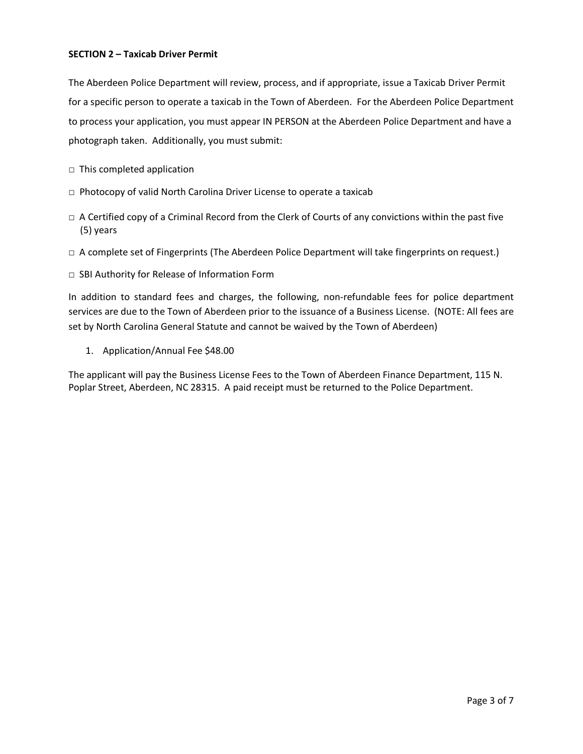**SECTION 2 – Taxicab Driver Permit**

The Aberdeen Police Department will review, process, and if appropriate, issue a Taxicab Driver Permit for a specific person to operate a taxicab in the Town of Aberdeen. For the Aberdeen Police Department to process your application, you must appear IN PERSON at the Aberdeen Police Department and have a photograph taken. Additionally, you must submit:

□ This completed application

□ Photocopy of valid North Carolina Driver License to operate a taxicab

□ A Certified copy of a Criminal Record from the Clerk of Courts of any convictions within the past five (5) years

□ A complete set of Fingerprints (The Aberdeen Police Department will take fingerprints on request.)

□ SBI Authority for Release of Information Form

In addition to standard fees and charges, the following, non-refundable fees for police department services are due to the Town of Aberdeen prior to the issuance of a Business License. (NOTE: All fees are set by North Carolina General Statute and cannot be waived by the Town of Aberdeen)

1. Application/Annual Fee $48.00

The applicant will pay the Business License Fees to the Town of Aberdeen Finance Department, 115 N. Poplar Street, Aberdeen, NC 28315. A paid receipt must be returned to the Police Department.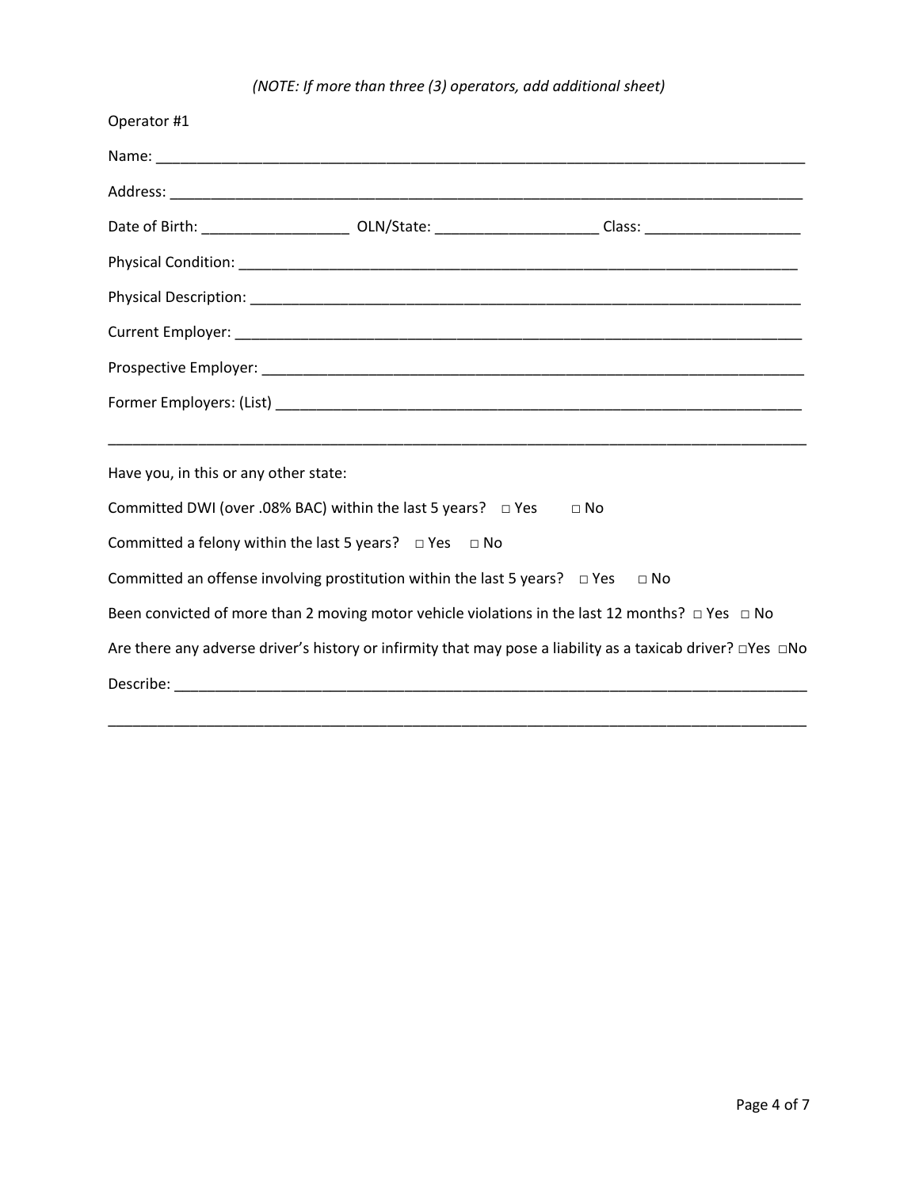*(NOTE: If more than three (3) operators, add additional sheet)*

Operator #1

Name: ______________________________________________________________________________

Address: ____________________________________________________________________________

Date of Birth: __________________ OLN/State: ____________________ Class: ___________________

Physical Condition: _______________________________________________________________________

Physical Description: _____________________________________________________________________

Current Employer: ________________________________________________________________________

Prospective Employer: _____________________________________________________________________

Former Employers: (List) __________________________________________________________________

______________________________________________________________________________________

Have you, in this or any other state:

Committed DWI (over .08% BAC) within the last 5 years? □ Yes □ No

Committed a felony within the last 5 years? □ Yes □ No

Committed an offense involving prostitution within the last 5 years? □ Yes □ No

Been convicted of more than 2 moving motor vehicle violations in the last 12 months? □ Yes □ No

Are there any adverse driver's history or infirmity that may pose a liability as a taxicab driver? □Yes □No

Describe: ____________________________________________________________________________

______________________________________________________________________________________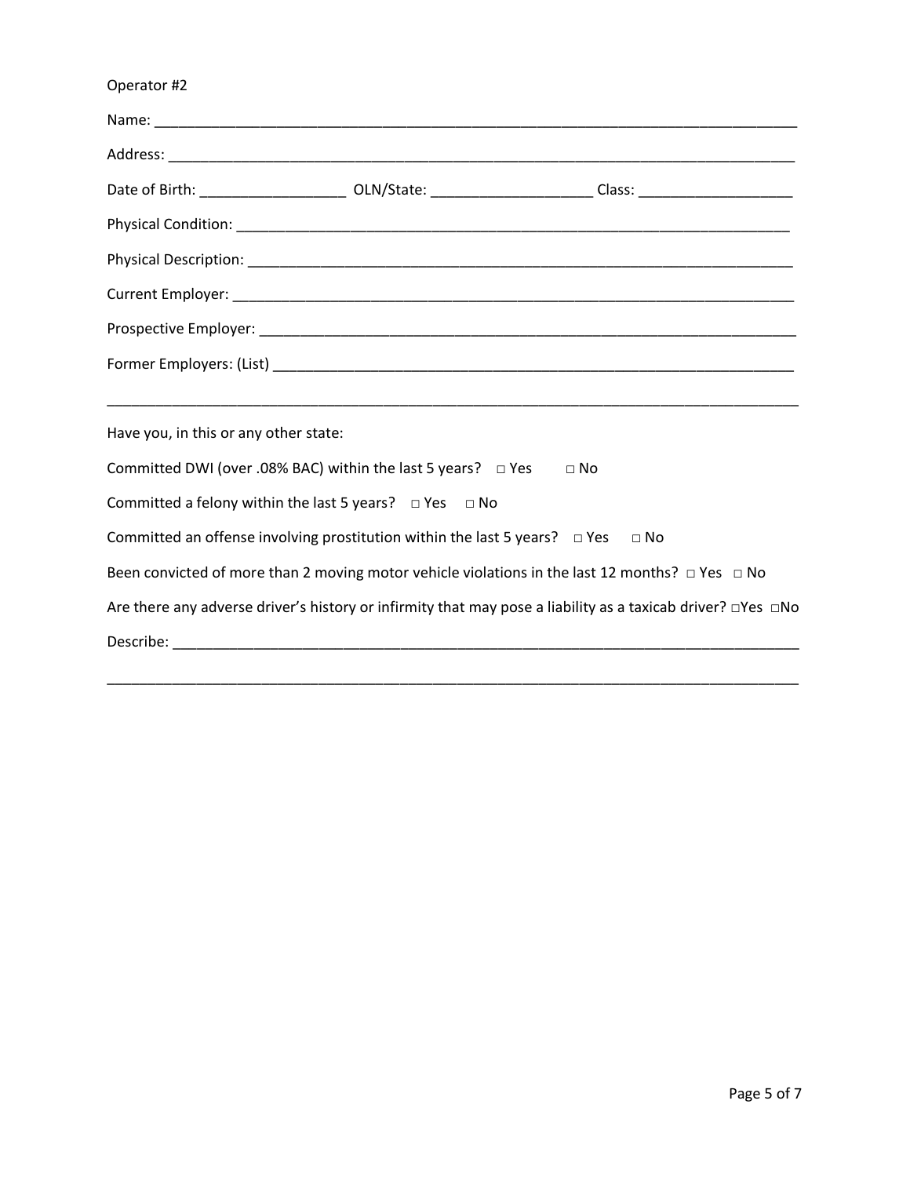Operator #2

Name: ___________________________________________________________________________________

Address: _________________________________________________________________________________

Date of Birth: __________________ OLN/State: ____________________ Class: ___________________

Physical Condition: ________________________________________________________________________

Physical Description: _______________________________________________________________________

Current Employer: _________________________________________________________________________

Prospective Employer: ______________________________________________________________________

Former Employers: (List) _____________________________________________________________________

____________________________________________________________________________________________

Have you, in this or any other state:

Committed DWI (over .08% BAC) within the last 5 years? □ Yes □ No

Committed a felony within the last 5 years? □ Yes □ No

Committed an offense involving prostitution within the last 5 years? □ Yes □ No

Been convicted of more than 2 moving motor vehicle violations in the last 12 months? □ Yes □ No

Are there any adverse driver's history or infirmity that may pose a liability as a taxicab driver? □Yes □No

Describe: ________________________________________________________________________________

____________________________________________________________________________________________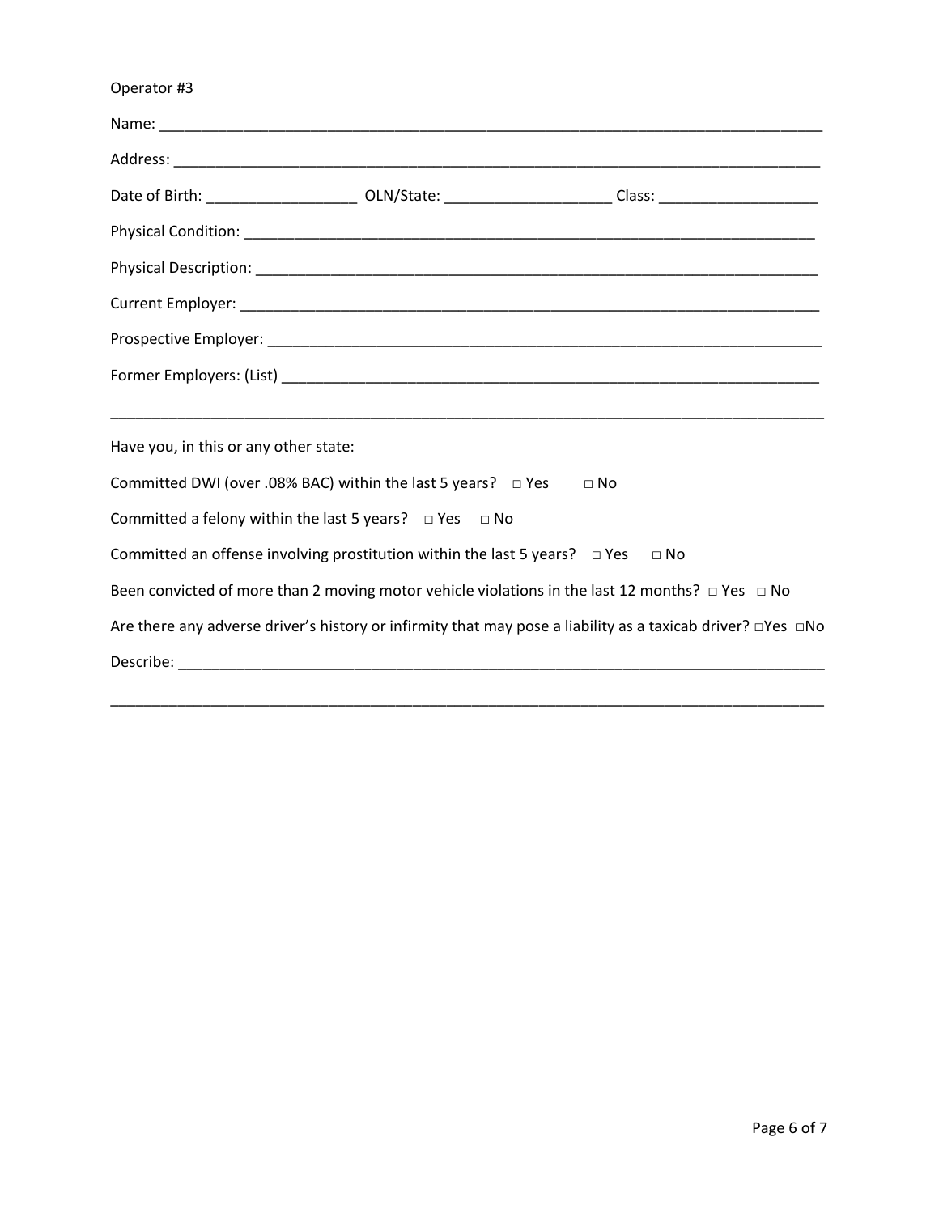Operator #3

Name: ___________________________________________________________________________

Address: _________________________________________________________________________

Date of Birth: __________________ OLN/State: ____________________ Class: ___________________

Physical Condition: _________________________________________________________________

Physical Description: _______________________________________________________________

Current Employer: __________________________________________________________________

Prospective Employer: _______________________________________________________________

Former Employers: (List) _____________________________________________________________

_________________________________________________________________________________

Have you, in this or any other state:

Committed DWI (over .08% BAC) within the last 5 years? □ Yes □ No

Committed a felony within the last 5 years? □ Yes □ No

Committed an offense involving prostitution within the last 5 years? □ Yes □ No

Been convicted of more than 2 moving motor vehicle violations in the last 12 months? □ Yes □ No

Are there any adverse driver's history or infirmity that may pose a liability as a taxicab driver? □Yes □No

Describe: _________________________________________________________________________

_________________________________________________________________________________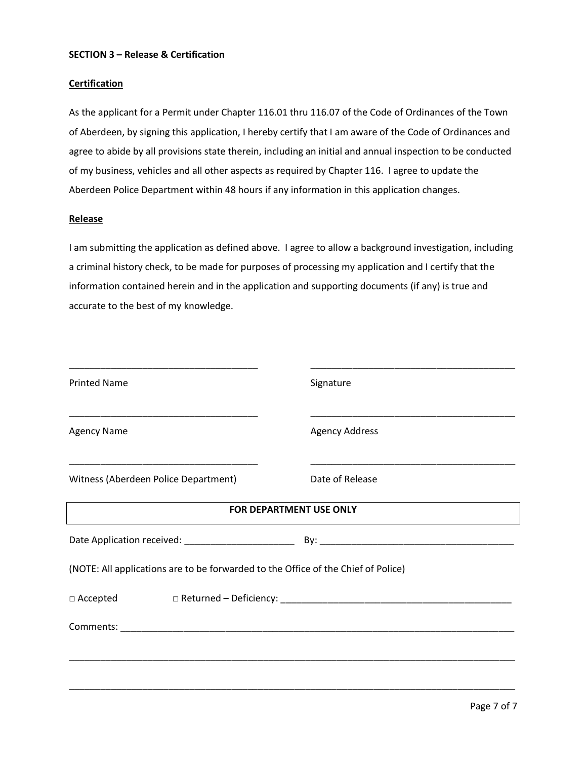**SECTION 3 – Release & Certification**

**Certification**

As the applicant for a Permit under Chapter 116.01 thru 116.07 of the Code of Ordinances of the Town of Aberdeen, by signing this application, I hereby certify that I am aware of the Code of Ordinances and agree to abide by all provisions state therein, including an initial and annual inspection to be conducted of my business, vehicles and all other aspects as required by Chapter 116. I agree to update the Aberdeen Police Department within 48 hours if any information in this application changes.

**Release**

I am submitting the application as defined above. I agree to allow a background investigation, including a criminal history check, to be made for purposes of processing my application and I certify that the information contained herein and in the application and supporting documents (if any) is true and accurate to the best of my knowledge.

____________________________________ ________________________________________

Printed Name Signature

____________________________________ ________________________________________

Agency Name Agency Address

____________________________________ ________________________________________

Witness (Aberdeen Police Department) Date of Release

| FOR DEPARTMENT USE ONLY |
|---|

Date Application received: _____________________ By: _____________________________________

(NOTE: All applications are to be forwarded to the Office of the Chief of Police)

□ Accepted □ Returned – Deficiency: ____________________________________________

Comments: _____________________________________________________________________________

_______________________________________________________________________________________

_______________________________________________________________________________________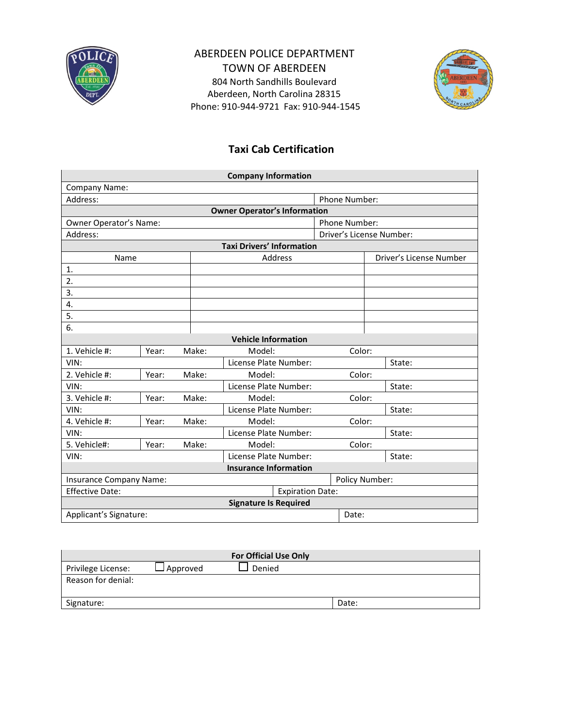ABERDEEN POLICE DEPARTMENT
TOWN OF ABERDEEN
804 North Sandhills Boulevard
Aberdeen, North Carolina 28315
Phone: 910-944-9721 Fax: 910-944-1545

## Taxi Cab Certification

| **Company Information** | | | | | |
|---|---|---|---|---|---|
| Company Name: | | | | | |
| Address: | | | | Phone Number: | |
| **Owner Operator's Information** | | | | | |
| Owner Operator's Name: | | | | Phone Number: | |
| Address: | | | | Driver's License Number: | |
| **Taxi Drivers' Information** | | | | | |
| Name | | Address | | Driver's License Number | |
| 1. | | | | | |
| 2. | | | | | |
| 3. | | | | | |
| 4. | | | | | |
| 5. | | | | | |
| 6. | | | | | |
| **Vehicle Information** | | | | | |
| 1. Vehicle #: | Year: | Make: | Model: | Color: | |
| VIN: | | | License Plate Number: | | State: |
| 2. Vehicle #: | Year: | Make: | Model: | Color: | |
| VIN: | | | License Plate Number: | | State: |
| 3. Vehicle #: | Year: | Make: | Model: | Color: | |
| VIN: | | | License Plate Number: | | State: |
| 4. Vehicle #: | Year: | Make: | Model: | Color: | |
| VIN: | | | License Plate Number: | | State: |
| 5. Vehicle#: | Year: | Make: | Model: | Color: | |
| VIN: | | | License Plate Number: | | State: |
| **Insurance Information** | | | | | |
| Insurance Company Name: | | | | Policy Number: | |
| Effective Date: | | | Expiration Date: | | |
| **Signature Is Required** | | | | | |
| Applicant's Signature: | | | | Date: | |

| **For Official Use Only** | | |
|---|---|---|
| Privilege License: | ☐ Approved | ☐ Denied |
| Reason for denial: | | |
| Signature: | | Date: |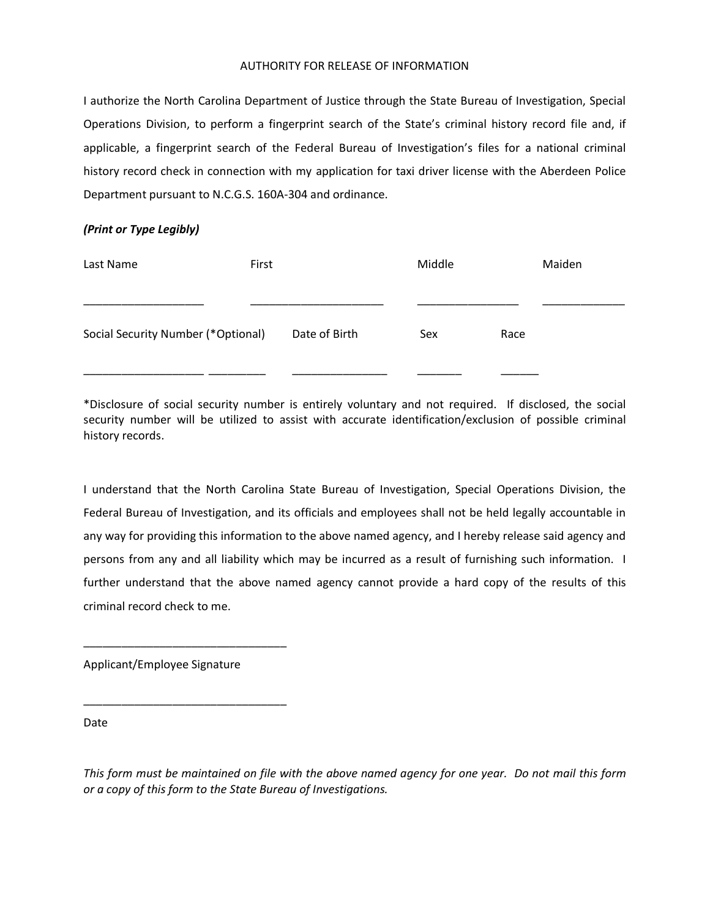AUTHORITY FOR RELEASE OF INFORMATION

I authorize the North Carolina Department of Justice through the State Bureau of Investigation, Special Operations Division, to perform a fingerprint search of the State's criminal history record file and, if applicable, a fingerprint search of the Federal Bureau of Investigation's files for a national criminal history record check in connection with my application for taxi driver license with the Aberdeen Police Department pursuant to N.C.G.S. 160A-304 and ordinance.

***(Print or Type Legibly)***

| Last Name | First | Middle | Maiden |
|---|---|---|---|
| ___________________ | _____________________ | ________________ | _____________ |

| Social Security Number (*Optional) | Date of Birth | Sex | Race |
|---|---|---|---|
| ___________________ _________ | _______________ | _______ | ______ |

*Disclosure of social security number is entirely voluntary and not required. If disclosed, the social security number will be utilized to assist with accurate identification/exclusion of possible criminal history records.

I understand that the North Carolina State Bureau of Investigation, Special Operations Division, the Federal Bureau of Investigation, and its officials and employees shall not be held legally accountable in any way for providing this information to the above named agency, and I hereby release said agency and persons from any and all liability which may be incurred as a result of furnishing such information. I further understand that the above named agency cannot provide a hard copy of the results of this criminal record check to me.

_______________________________

Applicant/Employee Signature

_______________________________

Date

*This form must be maintained on file with the above named agency for one year. Do not mail this form or a copy of this form to the State Bureau of Investigations.*